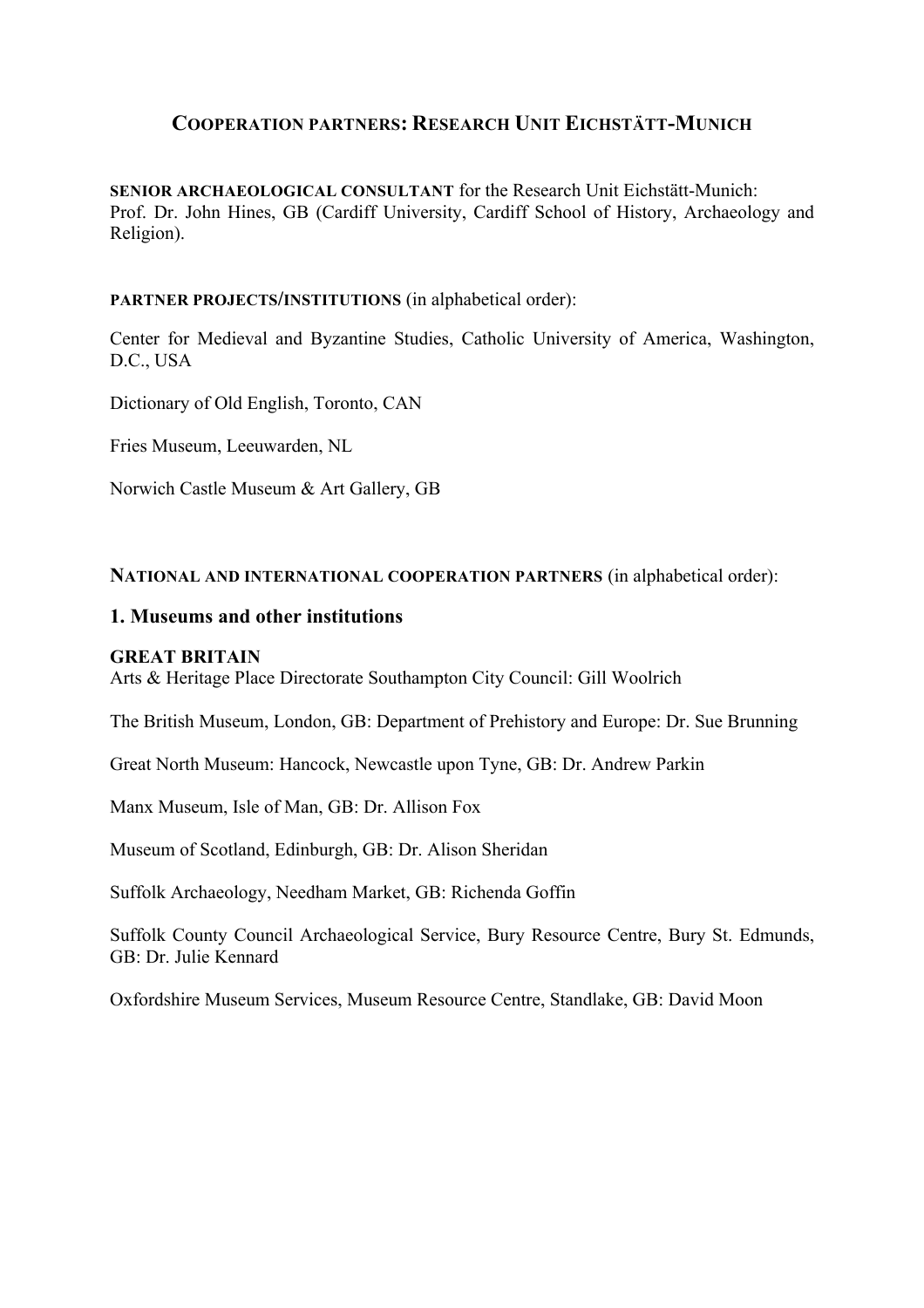## COOPERATION PARTNERS: RESEARCH UNIT EICHSTÄTT-MUNICH

**SENIOR ARCHAEOLOGICAL CONSULTANT** for the Research Unit Eichstätt-Munich:
Prof. Dr. John Hines, GB (Cardiff University, Cardiff School of History, Archaeology and Religion).

**PARTNER PROJECTS/INSTITUTIONS** (in alphabetical order):

Center for Medieval and Byzantine Studies, Catholic University of America, Washington, D.C., USA

Dictionary of Old English, Toronto, CAN

Fries Museum, Leeuwarden, NL

Norwich Castle Museum & Art Gallery, GB

**NATIONAL AND INTERNATIONAL COOPERATION PARTNERS** (in alphabetical order):

### 1. Museums and other institutions

**GREAT BRITAIN**
Arts & Heritage Place Directorate Southampton City Council: Gill Woolrich

The British Museum, London, GB: Department of Prehistory and Europe: Dr. Sue Brunning

Great North Museum: Hancock, Newcastle upon Tyne, GB: Dr. Andrew Parkin

Manx Museum, Isle of Man, GB: Dr. Allison Fox

Museum of Scotland, Edinburgh, GB: Dr. Alison Sheridan

Suffolk Archaeology, Needham Market, GB: Richenda Goffin

Suffolk County Council Archaeological Service, Bury Resource Centre, Bury St. Edmunds, GB: Dr. Julie Kennard

Oxfordshire Museum Services, Museum Resource Centre, Standlake, GB: David Moon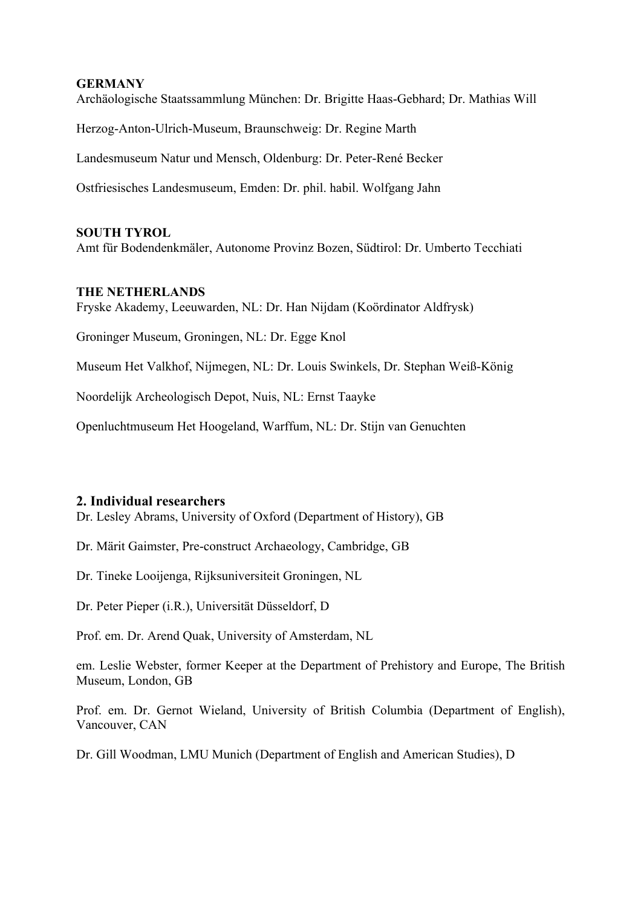**GERMANY**

Archäologische Staatssammlung München: Dr. Brigitte Haas-Gebhard; Dr. Mathias Will

Herzog-Anton-Ulrich-Museum, Braunschweig: Dr. Regine Marth

Landesmuseum Natur und Mensch, Oldenburg: Dr. Peter-René Becker

Ostfriesisches Landesmuseum, Emden: Dr. phil. habil. Wolfgang Jahn

**SOUTH TYROL**

Amt für Bodendenkmäler, Autonome Provinz Bozen, Südtirol: Dr. Umberto Tecchiati

**THE NETHERLANDS**

Fryske Akademy, Leeuwarden, NL: Dr. Han Nijdam (Koördinator Aldfrysk)

Groninger Museum, Groningen, NL: Dr. Egge Knol

Museum Het Valkhof, Nijmegen, NL: Dr. Louis Swinkels, Dr. Stephan Weiß-König

Noordelijk Archeologisch Depot, Nuis, NL: Ernst Taayke

Openluchtmuseum Het Hoogeland, Warffum, NL: Dr. Stijn van Genuchten

## 2. Individual researchers

Dr. Lesley Abrams, University of Oxford (Department of History), GB

Dr. Märit Gaimster, Pre-construct Archaeology, Cambridge, GB

Dr. Tineke Looijenga, Rijksuniversiteit Groningen, NL

Dr. Peter Pieper (i.R.), Universität Düsseldorf, D

Prof. em. Dr. Arend Quak, University of Amsterdam, NL

em. Leslie Webster, former Keeper at the Department of Prehistory and Europe, The British Museum, London, GB

Prof. em. Dr. Gernot Wieland, University of British Columbia (Department of English), Vancouver, CAN

Dr. Gill Woodman, LMU Munich (Department of English and American Studies), D